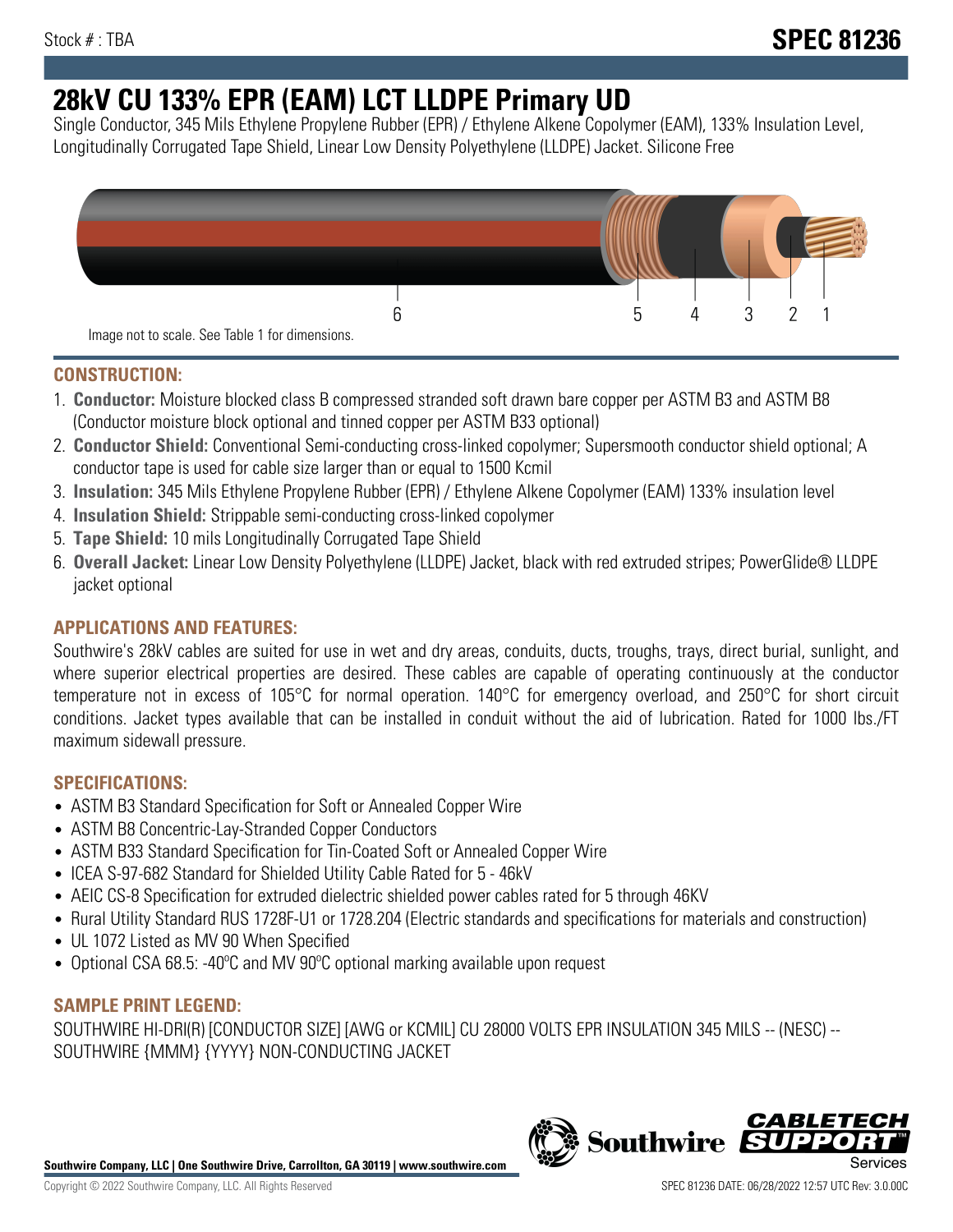Stock # : TBA

# SPEC 81236

# 28kV CU 133% EPR (EAM) LCT LLDPE Primary UD

Single Conductor, 345 Mils Ethylene Propylene Rubber (EPR) / Ethylene Alkene Copolymer (EAM), 133% Insulation Level, Longitudinally Corrugated Tape Shield, Linear Low Density Polyethylene (LLDPE) Jacket. Silicone Free

6 5 4 3 2 1

Image not to scale. See Table 1 for dimensions.

## CONSTRUCTION:

1. **Conductor:** Moisture blocked class B compressed stranded soft drawn bare copper per ASTM B3 and ASTM B8 (Conductor moisture block optional and tinned copper per ASTM B33 optional)
2. **Conductor Shield:** Conventional Semi-conducting cross-linked copolymer; Supersmooth conductor shield optional; A conductor tape is used for cable size larger than or equal to 1500 Kcmil
3. **Insulation:** 345 Mils Ethylene Propylene Rubber (EPR) / Ethylene Alkene Copolymer (EAM) 133% insulation level
4. **Insulation Shield:** Strippable semi-conducting cross-linked copolymer
5. **Tape Shield:** 10 mils Longitudinally Corrugated Tape Shield
6. **Overall Jacket:** Linear Low Density Polyethylene (LLDPE) Jacket, black with red extruded stripes; PowerGlide® LLDPE jacket optional

## APPLICATIONS AND FEATURES:

Southwire's 28kV cables are suited for use in wet and dry areas, conduits, ducts, troughs, trays, direct burial, sunlight, and where superior electrical properties are desired. These cables are capable of operating continuously at the conductor temperature not in excess of 105°C for normal operation. 140°C for emergency overload, and 250°C for short circuit conditions. Jacket types available that can be installed in conduit without the aid of lubrication. Rated for 1000 lbs./FT maximum sidewall pressure.

## SPECIFICATIONS:

- ASTM B3 Standard Specification for Soft or Annealed Copper Wire
- ASTM B8 Concentric-Lay-Stranded Copper Conductors
- ASTM B33 Standard Specification for Tin-Coated Soft or Annealed Copper Wire
- ICEA S-97-682 Standard for Shielded Utility Cable Rated for 5 - 46kV
- AEIC CS-8 Specification for extruded dielectric shielded power cables rated for 5 through 46KV
- Rural Utility Standard RUS 1728F-U1 or 1728.204 (Electric standards and specifications for materials and construction)
- UL 1072 Listed as MV 90 When Specified
- Optional CSA 68.5: -40ºC and MV 90ºC optional marking available upon request

## SAMPLE PRINT LEGEND:

SOUTHWIRE HI-DRI(R) [CONDUCTOR SIZE] [AWG or KCMIL] CU 28000 VOLTS EPR INSULATION 345 MILS -- (NESC) -- SOUTHWIRE {MMM} {YYYY} NON-CONDUCTING JACKET

**Southwire Company, LLC | One Southwire Drive, Carrollton, GA 30119 | www.southwire.com**

Copyright © 2022 Southwire Company, LLC. All Rights Reserved

SPEC 81236 DATE: 06/28/2022 12:57 UTC Rev: 3.0.00C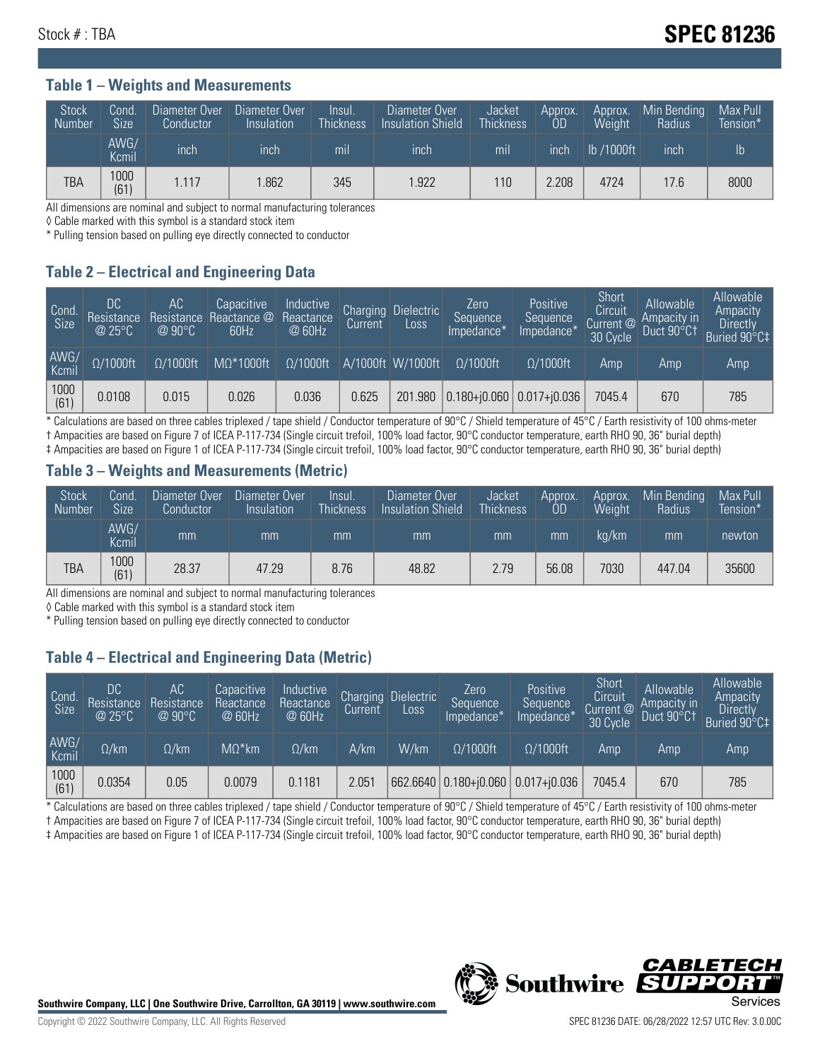Stock # : TBA

# SPEC 81236

## Table 1 – Weights and Measurements

| Stock Number | Cond. Size | Diameter Over Conductor | Diameter Over Insulation | Insul. Thickness | Diameter Over Insulation Shield | Jacket Thickness | Approx. OD | Approx. Weight | Min Bending Radius | Max Pull Tension* |
|---|---|---|---|---|---|---|---|---|---|---|
| | AWG/ Kcmil | inch | inch | mil | inch | mil | inch | lb /1000ft | inch | lb |
| TBA | 1000 (61) | 1.117 | 1.862 | 345 | 1.922 | 110 | 2.208 | 4724 | 17.6 | 8000 |

All dimensions are nominal and subject to normal manufacturing tolerances

◊ Cable marked with this symbol is a standard stock item

* Pulling tension based on pulling eye directly connected to conductor

## Table 2 – Electrical and Engineering Data

| Cond. Size | DC Resistance @ 25°C | AC Resistance @ 90°C | Capacitive Reactance @ 60Hz | Inductive Reactance @ 60Hz | Charging Current | Dielectric Loss | Zero Sequence Impedance* | Positive Sequence Impedance* | Short Circuit Current @ 30 Cycle | Allowable Ampacity in Duct 90°C† | Allowable Ampacity Directly Buried 90°C‡ |
|---|---|---|---|---|---|---|---|---|---|---|---|
| AWG/ Kcmil | Ω/1000ft | Ω/1000ft | MΩ*1000ft | Ω/1000ft | A/1000ft | W/1000ft | Ω/1000ft | Ω/1000ft | Amp | Amp | Amp |
| 1000 (61) | 0.0108 | 0.015 | 0.026 | 0.036 | 0.625 | 201.980 | 0.180+j0.060 | 0.017+j0.036 | 7045.4 | 670 | 785 |

* Calculations are based on three cables triplexed / tape shield / Conductor temperature of 90°C / Shield temperature of 45°C / Earth resistivity of 100 ohms-meter

† Ampacities are based on Figure 7 of ICEA P-117-734 (Single circuit trefoil, 100% load factor, 90°C conductor temperature, earth RHO 90, 36" burial depth)

‡ Ampacities are based on Figure 1 of ICEA P-117-734 (Single circuit trefoil, 100% load factor, 90°C conductor temperature, earth RHO 90, 36" burial depth)

## Table 3 – Weights and Measurements (Metric)

| Stock Number | Cond. Size | Diameter Over Conductor | Diameter Over Insulation | Insul. Thickness | Diameter Over Insulation Shield | Jacket Thickness | Approx. OD | Approx. Weight | Min Bending Radius | Max Pull Tension* |
|---|---|---|---|---|---|---|---|---|---|---|
| | AWG/ Kcmil | mm | mm | mm | mm | mm | mm | kg/km | mm | newton |
| TBA | 1000 (61) | 28.37 | 47.29 | 8.76 | 48.82 | 2.79 | 56.08 | 7030 | 447.04 | 35600 |

All dimensions are nominal and subject to normal manufacturing tolerances

◊ Cable marked with this symbol is a standard stock item

* Pulling tension based on pulling eye directly connected to conductor

## Table 4 – Electrical and Engineering Data (Metric)

| Cond. Size | DC Resistance @ 25°C | AC Resistance @ 90°C | Capacitive Reactance @ 60Hz | Inductive Reactance @ 60Hz | Charging Current | Dielectric Loss | Zero Sequence Impedance* | Positive Sequence Impedance* | Short Circuit Current @ 30 Cycle | Allowable Ampacity in Duct 90°C† | Allowable Ampacity Directly Buried 90°C‡ |
|---|---|---|---|---|---|---|---|---|---|---|---|
| AWG/ Kcmil | Ω/km | Ω/km | MΩ*km | Ω/km | A/km | W/km | Ω/1000ft | Ω/1000ft | Amp | Amp | Amp |
| 1000 (61) | 0.0354 | 0.05 | 0.0079 | 0.1181 | 2.051 | 662.6640 | 0.180+j0.060 | 0.017+j0.036 | 7045.4 | 670 | 785 |

* Calculations are based on three cables triplexed / tape shield / Conductor temperature of 90°C / Shield temperature of 45°C / Earth resistivity of 100 ohms-meter

† Ampacities are based on Figure 7 of ICEA P-117-734 (Single circuit trefoil, 100% load factor, 90°C conductor temperature, earth RHO 90, 36" burial depth)

‡ Ampacities are based on Figure 1 of ICEA P-117-734 (Single circuit trefoil, 100% load factor, 90°C conductor temperature, earth RHO 90, 36" burial depth)

**Southwire Company, LLC | One Southwire Drive, Carrollton, GA 30119 | www.southwire.com**

Copyright © 2022 Southwire Company, LLC. All Rights Reserved

SPEC 81236 DATE: 06/28/2022 12:57 UTC Rev: 3.0.00C